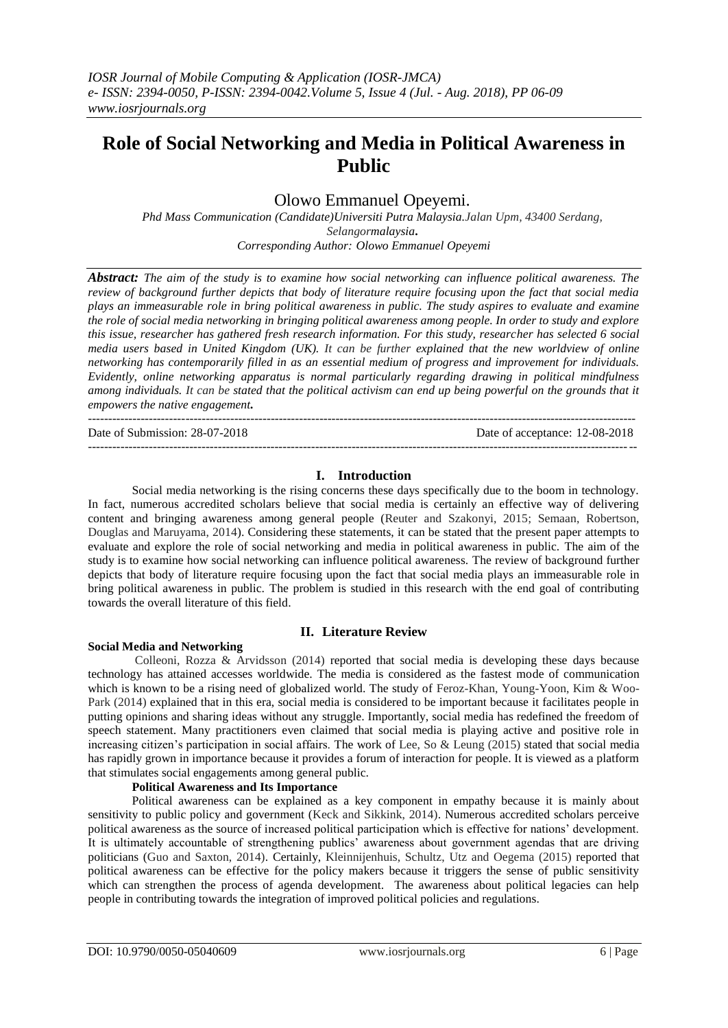# Role of Social Networking and Media in Political Awareness in Public

Olowo Emmanuel Opeyemi.

*Phd Mass Communication (Candidate)Universiti Putra Malaysia.Jalan Upm, 43400 Serdang, Selangormalaysia.*
*Corresponding Author: Olowo Emmanuel Opeyemi*

***Abstract:*** *The aim of the study is to examine how social networking can influence political awareness. The review of background further depicts that body of literature require focusing upon the fact that social media plays an immeasurable role in bring political awareness in public. The study aspires to evaluate and examine the role of social media networking in bringing political awareness among people. In order to study and explore this issue, researcher has gathered fresh research information. For this study, researcher has selected 6 social media users based in United Kingdom (UK). It can be further explained that the new worldview of online networking has contemporarily filled in as an essential medium of progress and improvement for individuals. Evidently, online networking apparatus is normal particularly regarding drawing in political mindfulness among individuals. It can be stated that the political activism can end up being powerful on the grounds that it empowers the native engagement.*

---

Date of Submission: 28-07-2018 | Date of acceptance: 12-08-2018

---

## I. Introduction

Social media networking is the rising concerns these days specifically due to the boom in technology. In fact, numerous accredited scholars believe that social media is certainly an effective way of delivering content and bringing awareness among general people (Reuter and Szakonyi, 2015; Semaan, Robertson, Douglas and Maruyama, 2014). Considering these statements, it can be stated that the present paper attempts to evaluate and explore the role of social networking and media in political awareness in public. The aim of the study is to examine how social networking can influence political awareness. The review of background further depicts that body of literature require focusing upon the fact that social media plays an immeasurable role in bring political awareness in public. The problem is studied in this research with the end goal of contributing towards the overall literature of this field.

## II. Literature Review

### Social Media and Networking

Colleoni, Rozza & Arvidsson (2014) reported that social media is developing these days because technology has attained accesses worldwide. The media is considered as the fastest mode of communication which is known to be a rising need of globalized world. The study of Feroz-Khan, Young-Yoon, Kim & Woo-Park (2014) explained that in this era, social media is considered to be important because it facilitates people in putting opinions and sharing ideas without any struggle. Importantly, social media has redefined the freedom of speech statement. Many practitioners even claimed that social media is playing active and positive role in increasing citizen's participation in social affairs. The work of Lee, So & Leung (2015) stated that social media has rapidly grown in importance because it provides a forum of interaction for people. It is viewed as a platform that stimulates social engagements among general public.

### Political Awareness and Its Importance

Political awareness can be explained as a key component in empathy because it is mainly about sensitivity to public policy and government (Keck and Sikkink, 2014). Numerous accredited scholars perceive political awareness as the source of increased political participation which is effective for nations' development. It is ultimately accountable of strengthening publics' awareness about government agendas that are driving politicians (Guo and Saxton, 2014). Certainly, Kleinnijenhuis, Schultz, Utz and Oegema (2015) reported that political awareness can be effective for the policy makers because it triggers the sense of public sensitivity which can strengthen the process of agenda development. The awareness about political legacies can help people in contributing towards the integration of improved political policies and regulations.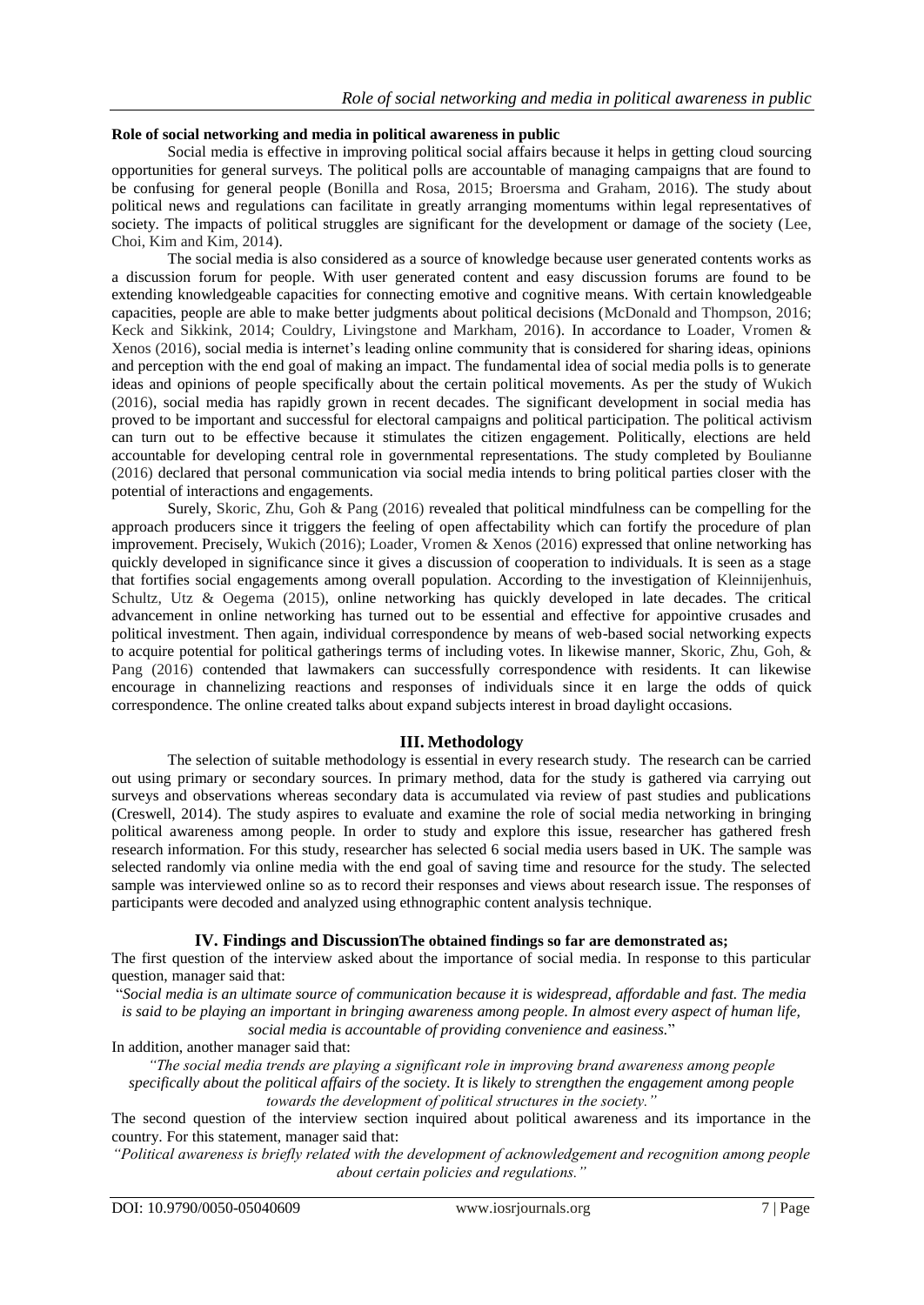**Role of social networking and media in political awareness in public**

Social media is effective in improving political social affairs because it helps in getting cloud sourcing opportunities for general surveys. The political polls are accountable of managing campaigns that are found to be confusing for general people (Bonilla and Rosa, 2015; Broersma and Graham, 2016). The study about political news and regulations can facilitate in greatly arranging momentums within legal representatives of society. The impacts of political struggles are significant for the development or damage of the society (Lee, Choi, Kim and Kim, 2014).

The social media is also considered as a source of knowledge because user generated contents works as a discussion forum for people. With user generated content and easy discussion forums are found to be extending knowledgeable capacities for connecting emotive and cognitive means. With certain knowledgeable capacities, people are able to make better judgments about political decisions (McDonald and Thompson, 2016; Keck and Sikkink, 2014; Couldry, Livingstone and Markham, 2016). In accordance to Loader, Vromen & Xenos (2016), social media is internet's leading online community that is considered for sharing ideas, opinions and perception with the end goal of making an impact. The fundamental idea of social media polls is to generate ideas and opinions of people specifically about the certain political movements. As per the study of Wukich (2016), social media has rapidly grown in recent decades. The significant development in social media has proved to be important and successful for electoral campaigns and political participation. The political activism can turn out to be effective because it stimulates the citizen engagement. Politically, elections are held accountable for developing central role in governmental representations. The study completed by Boulianne (2016) declared that personal communication via social media intends to bring political parties closer with the potential of interactions and engagements.

Surely, Skoric, Zhu, Goh & Pang (2016) revealed that political mindfulness can be compelling for the approach producers since it triggers the feeling of open affectability which can fortify the procedure of plan improvement. Precisely, Wukich (2016); Loader, Vromen & Xenos (2016) expressed that online networking has quickly developed in significance since it gives a discussion of cooperation to individuals. It is seen as a stage that fortifies social engagements among overall population. According to the investigation of Kleinnijenhuis, Schultz, Utz & Oegema (2015), online networking has quickly developed in late decades. The critical advancement in online networking has turned out to be essential and effective for appointive crusades and political investment. Then again, individual correspondence by means of web-based social networking expects to acquire potential for political gatherings terms of including votes. In likewise manner, Skoric, Zhu, Goh, & Pang (2016) contended that lawmakers can successfully correspondence with residents. It can likewise encourage in channelizing reactions and responses of individuals since it en large the odds of quick correspondence. The online created talks about expand subjects interest in broad daylight occasions.

## III. Methodology

The selection of suitable methodology is essential in every research study. The research can be carried out using primary or secondary sources. In primary method, data for the study is gathered via carrying out surveys and observations whereas secondary data is accumulated via review of past studies and publications (Creswell, 2014). The study aspires to evaluate and examine the role of social media networking in bringing political awareness among people. In order to study and explore this issue, researcher has gathered fresh research information. For this study, researcher has selected 6 social media users based in UK. The sample was selected randomly via online media with the end goal of saving time and resource for the study. The selected sample was interviewed online so as to record their responses and views about research issue. The responses of participants were decoded and analyzed using ethnographic content analysis technique.

## IV. Findings and Discussion

The obtained findings so far are demonstrated as;

The first question of the interview asked about the importance of social media. In response to this particular question, manager said that:

"*Social media is an ultimate source of communication because it is widespread, affordable and fast. The media is said to be playing an important in bringing awareness among people. In almost every aspect of human life, social media is accountable of providing convenience and easiness.*"

In addition, another manager said that:

*"The social media trends are playing a significant role in improving brand awareness among people specifically about the political affairs of the society. It is likely to strengthen the engagement among people towards the development of political structures in the society."*

The second question of the interview section inquired about political awareness and its importance in the country. For this statement, manager said that:

*"Political awareness is briefly related with the development of acknowledgement and recognition among people about certain policies and regulations."*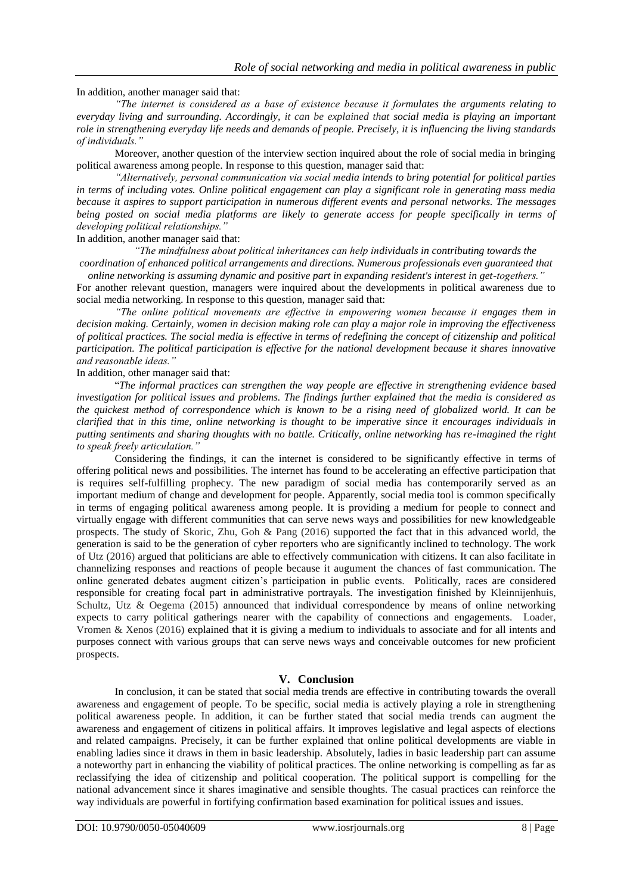In addition, another manager said that:

*"The internet is considered as a base of existence because it formulates the arguments relating to everyday living and surrounding. Accordingly, it can be explained that social media is playing an important role in strengthening everyday life needs and demands of people. Precisely, it is influencing the living standards of individuals."*

Moreover, another question of the interview section inquired about the role of social media in bringing political awareness among people. In response to this question, manager said that:

*"Alternatively, personal communication via social media intends to bring potential for political parties in terms of including votes. Online political engagement can play a significant role in generating mass media because it aspires to support participation in numerous different events and personal networks. The messages being posted on social media platforms are likely to generate access for people specifically in terms of developing political relationships."*

In addition, another manager said that:

*"The mindfulness about political inheritances can help individuals in contributing towards the coordination of enhanced political arrangements and directions. Numerous professionals even guaranteed that online networking is assuming dynamic and positive part in expanding resident's interest in get-togethers."*

For another relevant question, managers were inquired about the developments in political awareness due to social media networking. In response to this question, manager said that:

*"The online political movements are effective in empowering women because it engages them in decision making. Certainly, women in decision making role can play a major role in improving the effectiveness of political practices. The social media is effective in terms of redefining the concept of citizenship and political participation. The political participation is effective for the national development because it shares innovative and reasonable ideas."*

In addition, other manager said that:

"*The informal practices can strengthen the way people are effective in strengthening evidence based investigation for political issues and problems. The findings further explained that the media is considered as the quickest method of correspondence which is known to be a rising need of globalized world. It can be clarified that in this time, online networking is thought to be imperative since it encourages individuals in putting sentiments and sharing thoughts with no battle. Critically, online networking has re-imagined the right to speak freely articulation.*"

Considering the findings, it can the internet is considered to be significantly effective in terms of offering political news and possibilities. The internet has found to be accelerating an effective participation that is requires self-fulfilling prophecy. The new paradigm of social media has contemporarily served as an important medium of change and development for people. Apparently, social media tool is common specifically in terms of engaging political awareness among people. It is providing a medium for people to connect and virtually engage with different communities that can serve news ways and possibilities for new knowledgeable prospects. The study of Skoric, Zhu, Goh & Pang (2016) supported the fact that in this advanced world, the generation is said to be the generation of cyber reporters who are significantly inclined to technology. The work of Utz (2016) argued that politicians are able to effectively communication with citizens. It can also facilitate in channelizing responses and reactions of people because it augument the chances of fast communication. The online generated debates augment citizen's participation in public events. Politically, races are considered responsible for creating focal part in administrative portrayals. The investigation finished by Kleinnijenhuis, Schultz, Utz & Oegema (2015) announced that individual correspondence by means of online networking expects to carry political gatherings nearer with the capability of connections and engagements. Loader, Vromen & Xenos (2016) explained that it is giving a medium to individuals to associate and for all intents and purposes connect with various groups that can serve news ways and conceivable outcomes for new proficient prospects.

## V. Conclusion

In conclusion, it can be stated that social media trends are effective in contributing towards the overall awareness and engagement of people. To be specific, social media is actively playing a role in strengthening political awareness people. In addition, it can be further stated that social media trends can augment the awareness and engagement of citizens in political affairs. It improves legislative and legal aspects of elections and related campaigns. Precisely, it can be further explained that online political developments are viable in enabling ladies since it draws in them in basic leadership. Absolutely, ladies in basic leadership part can assume a noteworthy part in enhancing the viability of political practices. The online networking is compelling as far as reclassifying the idea of citizenship and political cooperation. The political support is compelling for the national advancement since it shares imaginative and sensible thoughts. The casual practices can reinforce the way individuals are powerful in fortifying confirmation based examination for political issues and issues.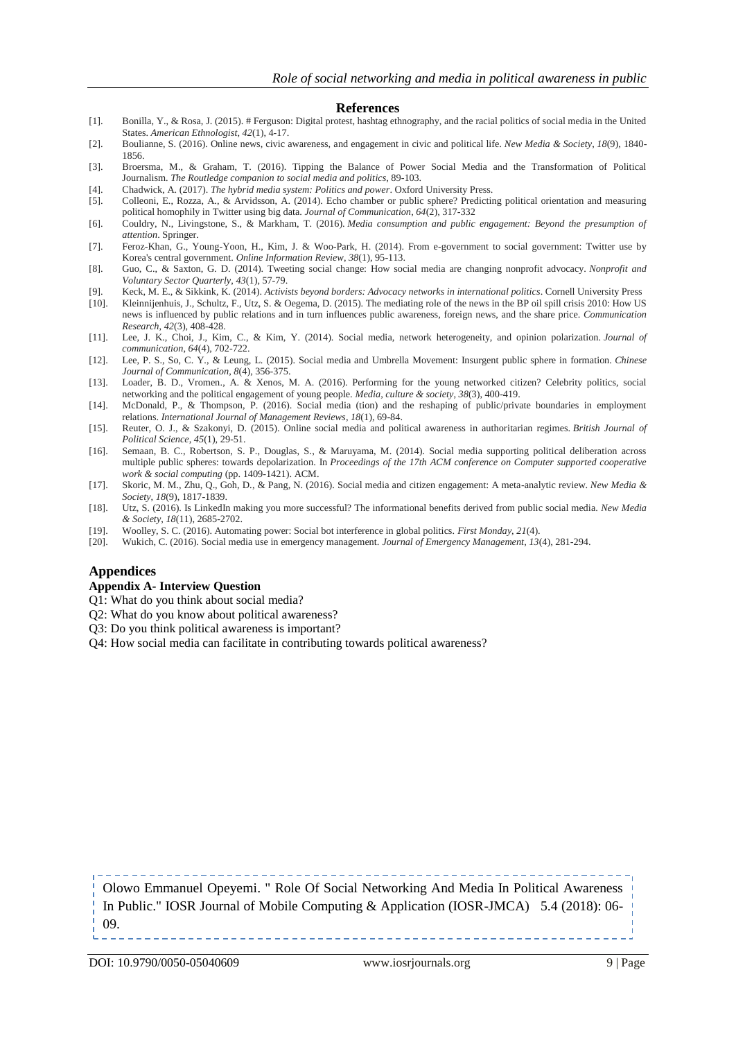## References

[1]. Bonilla, Y., & Rosa, J. (2015). # Ferguson: Digital protest, hashtag ethnography, and the racial politics of social media in the United States. *American Ethnologist*, *42*(1), 4-17.

[2]. Boulianne, S. (2016). Online news, civic awareness, and engagement in civic and political life. *New Media & Society*, *18*(9), 1840-1856.

[3]. Broersma, M., & Graham, T. (2016). Tipping the Balance of Power Social Media and the Transformation of Political Journalism. *The Routledge companion to social media and politics*, 89-103.

[4]. Chadwick, A. (2017). *The hybrid media system: Politics and power*. Oxford University Press.

[5]. Colleoni, E., Rozza, A., & Arvidsson, A. (2014). Echo chamber or public sphere? Predicting political orientation and measuring political homophily in Twitter using big data. *Journal of Communication*, *64*(2), 317-332

[6]. Couldry, N., Livingstone, S., & Markham, T. (2016). *Media consumption and public engagement: Beyond the presumption of attention*. Springer.

[7]. Feroz-Khan, G., Young-Yoon, H., Kim, J. & Woo-Park, H. (2014). From e-government to social government: Twitter use by Korea's central government. *Online Information Review*, *38*(1), 95-113.

[8]. Guo, C., & Saxton, G. D. (2014). Tweeting social change: How social media are changing nonprofit advocacy. *Nonprofit and Voluntary Sector Quarterly*, *43*(1), 57-79.

[9]. Keck, M. E., & Sikkink, K. (2014). *Activists beyond borders: Advocacy networks in international politics*. Cornell University Press

[10]. Kleinnijenhuis, J., Schultz, F., Utz, S. & Oegema, D. (2015). The mediating role of the news in the BP oil spill crisis 2010: How US news is influenced by public relations and in turn influences public awareness, foreign news, and the share price. *Communication Research*, *42*(3), 408-428.

[11]. Lee, J. K., Choi, J., Kim, C., & Kim, Y. (2014). Social media, network heterogeneity, and opinion polarization. *Journal of communication*, *64*(4), 702-722.

[12]. Lee, P. S., So, C. Y., & Leung, L. (2015). Social media and Umbrella Movement: Insurgent public sphere in formation. *Chinese Journal of Communication*, *8*(4), 356-375.

[13]. Loader, B. D., Vromen., A. & Xenos, M. A. (2016). Performing for the young networked citizen? Celebrity politics, social networking and the political engagement of young people. *Media, culture & society*, *38*(3), 400-419.

[14]. McDonald, P., & Thompson, P. (2016). Social media (tion) and the reshaping of public/private boundaries in employment relations. *International Journal of Management Reviews*, *18*(1), 69-84.

[15]. Reuter, O. J., & Szakonyi, D. (2015). Online social media and political awareness in authoritarian regimes. *British Journal of Political Science*, *45*(1), 29-51.

[16]. Semaan, B. C., Robertson, S. P., Douglas, S., & Maruyama, M. (2014). Social media supporting political deliberation across multiple public spheres: towards depolarization. In *Proceedings of the 17th ACM conference on Computer supported cooperative work & social computing* (pp. 1409-1421). ACM.

[17]. Skoric, M. M., Zhu, Q., Goh, D., & Pang, N. (2016). Social media and citizen engagement: A meta-analytic review. *New Media & Society*, *18*(9), 1817-1839.

[18]. Utz, S. (2016). Is LinkedIn making you more successful? The informational benefits derived from public social media. *New Media & Society*, *18*(11), 2685-2702.

[19]. Woolley, S. C. (2016). Automating power: Social bot interference in global politics. *First Monday*, *21*(4).

[20]. Wukich, C. (2016). Social media use in emergency management. *Journal of Emergency Management*, *13*(4), 281-294.

## Appendices

### Appendix A- Interview Question

Q1: What do you think about social media?

Q2: What do you know about political awareness?

Q3: Do you think political awareness is important?

Q4: How social media can facilitate in contributing towards political awareness?

Olowo Emmanuel Opeyemi. " Role Of Social Networking And Media In Political Awareness In Public." IOSR Journal of Mobile Computing & Application (IOSR-JMCA) 5.4 (2018): 06-09.